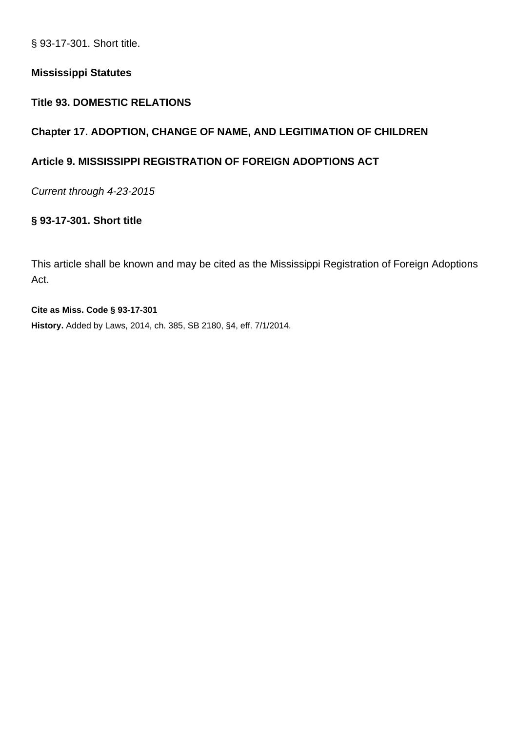§ 93-17-301. Short title.

**Mississippi Statutes**

**Title 93. DOMESTIC RELATIONS**

**Chapter 17. ADOPTION, CHANGE OF NAME, AND LEGITIMATION OF CHILDREN**

**Article 9. MISSISSIPPI REGISTRATION OF FOREIGN ADOPTIONS ACT**

*Current through 4-23-2015*

## § 93-17-301. Short title

This article shall be known and may be cited as the Mississippi Registration of Foreign Adoptions Act.

**Cite as Miss. Code § 93-17-301**

**History.** Added by Laws, 2014, ch. 385, SB 2180, §4, eff. 7/1/2014.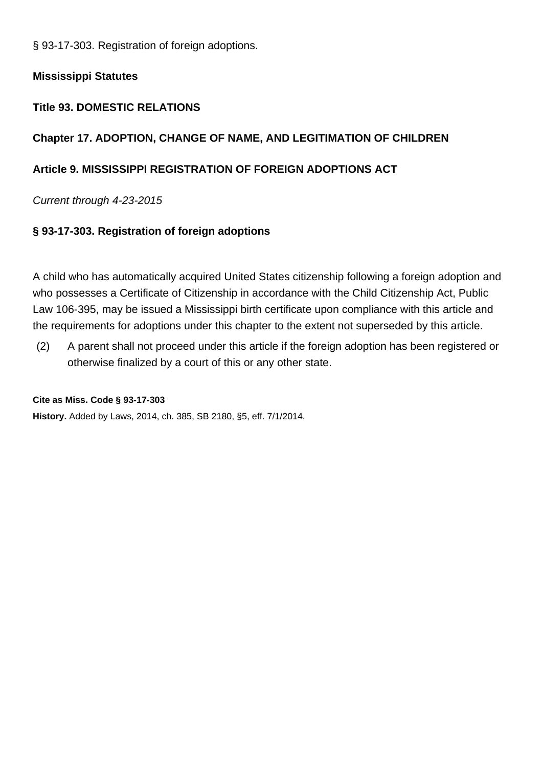§ 93-17-303. Registration of foreign adoptions.

**Mississippi Statutes**

**Title 93. DOMESTIC RELATIONS**

**Chapter 17. ADOPTION, CHANGE OF NAME, AND LEGITIMATION OF CHILDREN**

**Article 9. MISSISSIPPI REGISTRATION OF FOREIGN ADOPTIONS ACT**

*Current through 4-23-2015*

## § 93-17-303. Registration of foreign adoptions

A child who has automatically acquired United States citizenship following a foreign adoption and who possesses a Certificate of Citizenship in accordance with the Child Citizenship Act, Public Law 106-395, may be issued a Mississippi birth certificate upon compliance with this article and the requirements for adoptions under this chapter to the extent not superseded by this article.

(2) A parent shall not proceed under this article if the foreign adoption has been registered or otherwise finalized by a court of this or any other state.

**Cite as Miss. Code § 93-17-303**

**History.** Added by Laws, 2014, ch. 385, SB 2180, §5, eff. 7/1/2014.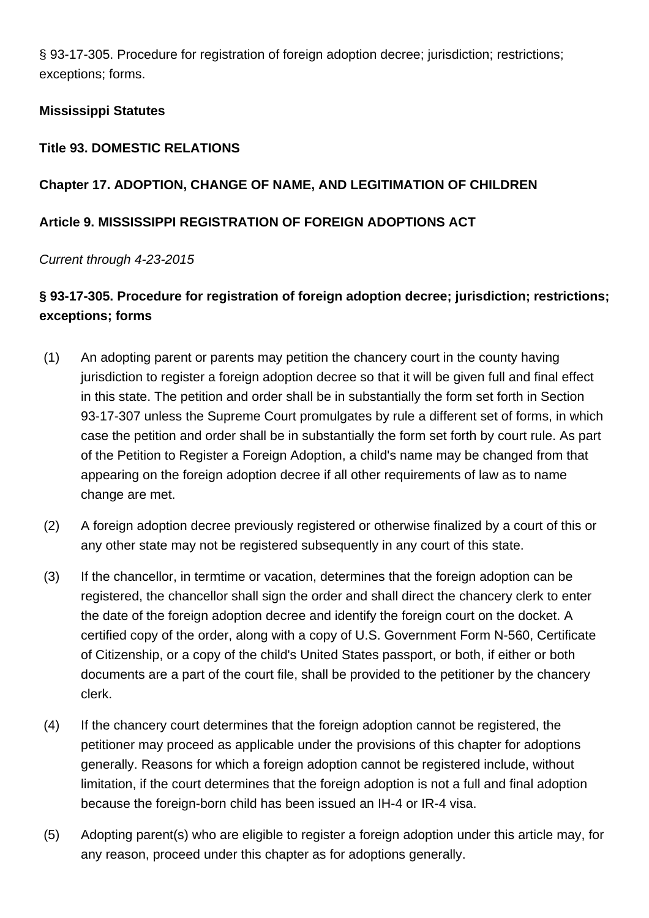§ 93-17-305. Procedure for registration of foreign adoption decree; jurisdiction; restrictions; exceptions; forms.

**Mississippi Statutes**

**Title 93. DOMESTIC RELATIONS**

**Chapter 17. ADOPTION, CHANGE OF NAME, AND LEGITIMATION OF CHILDREN**

**Article 9. MISSISSIPPI REGISTRATION OF FOREIGN ADOPTIONS ACT**

*Current through 4-23-2015*

### § 93-17-305. Procedure for registration of foreign adoption decree; jurisdiction; restrictions; exceptions; forms

(1) An adopting parent or parents may petition the chancery court in the county having jurisdiction to register a foreign adoption decree so that it will be given full and final effect in this state. The petition and order shall be in substantially the form set forth in Section 93-17-307 unless the Supreme Court promulgates by rule a different set of forms, in which case the petition and order shall be in substantially the form set forth by court rule. As part of the Petition to Register a Foreign Adoption, a child's name may be changed from that appearing on the foreign adoption decree if all other requirements of law as to name change are met.

(2) A foreign adoption decree previously registered or otherwise finalized by a court of this or any other state may not be registered subsequently in any court of this state.

(3) If the chancellor, in termtime or vacation, determines that the foreign adoption can be registered, the chancellor shall sign the order and shall direct the chancery clerk to enter the date of the foreign adoption decree and identify the foreign court on the docket. A certified copy of the order, along with a copy of U.S. Government Form N-560, Certificate of Citizenship, or a copy of the child's United States passport, or both, if either or both documents are a part of the court file, shall be provided to the petitioner by the chancery clerk.

(4) If the chancery court determines that the foreign adoption cannot be registered, the petitioner may proceed as applicable under the provisions of this chapter for adoptions generally. Reasons for which a foreign adoption cannot be registered include, without limitation, if the court determines that the foreign adoption is not a full and final adoption because the foreign-born child has been issued an IH-4 or IR-4 visa.

(5) Adopting parent(s) who are eligible to register a foreign adoption under this article may, for any reason, proceed under this chapter as for adoptions generally.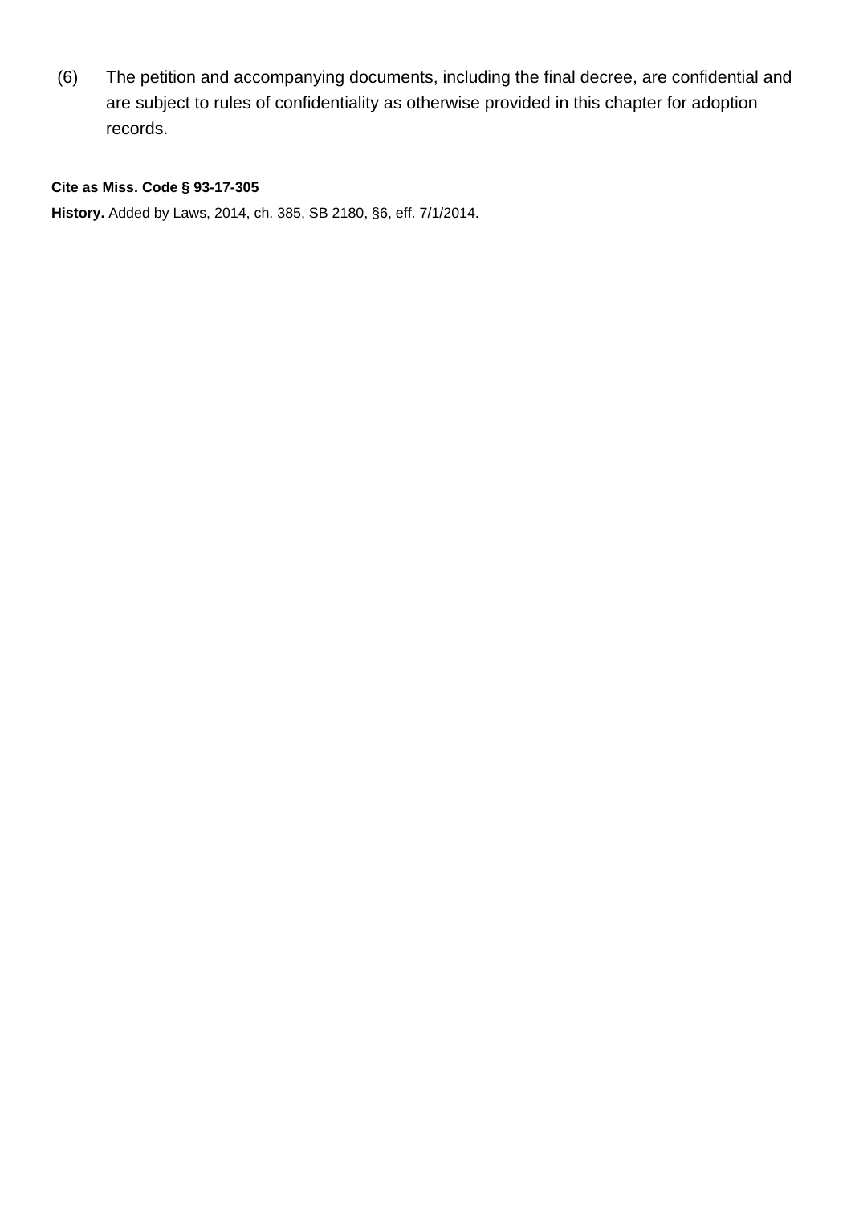(6) The petition and accompanying documents, including the final decree, are confidential and are subject to rules of confidentiality as otherwise provided in this chapter for adoption records.

**Cite as Miss. Code § 93-17-305**

**History.** Added by Laws, 2014, ch. 385, SB 2180, §6, eff. 7/1/2014.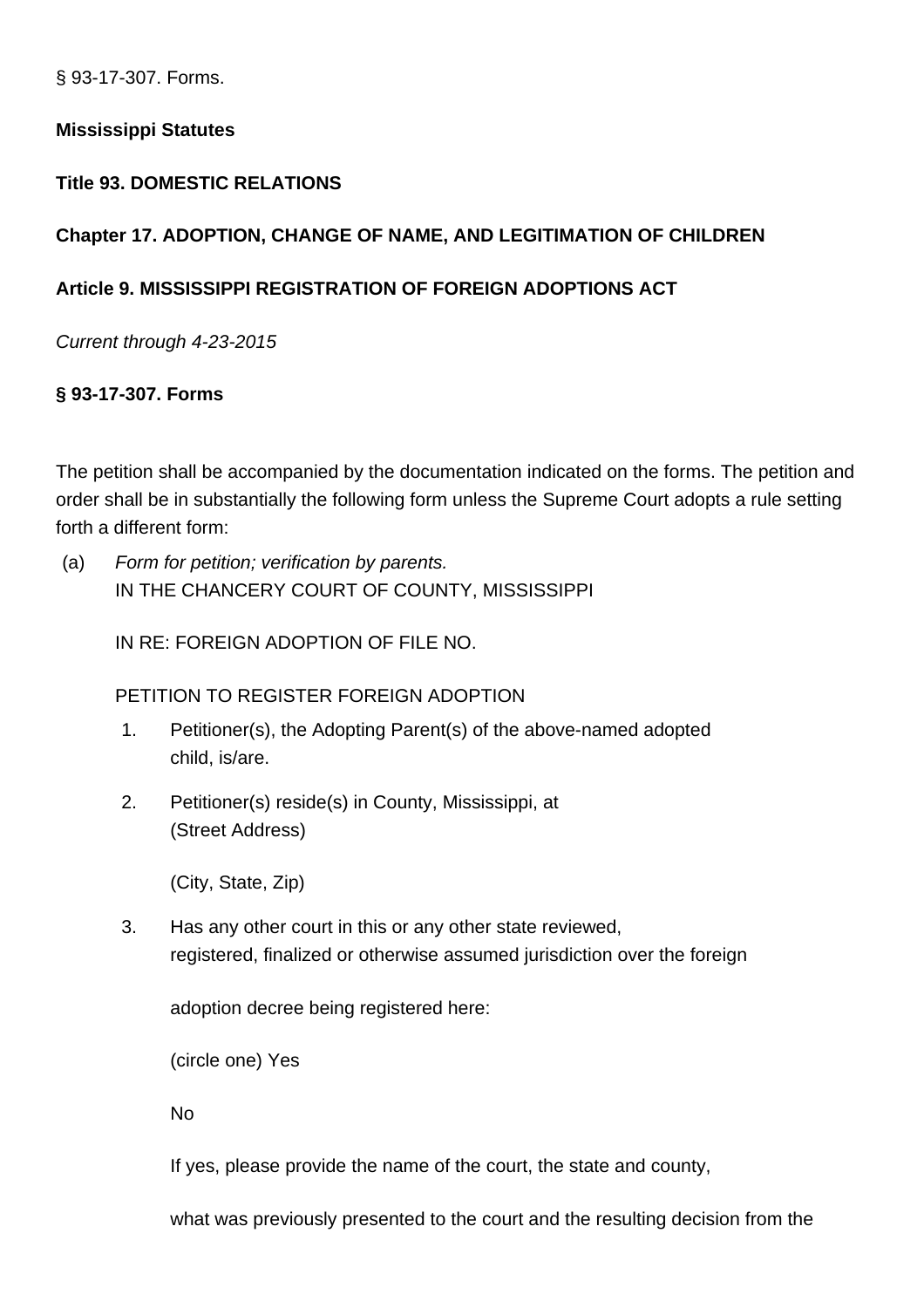§ 93-17-307. Forms.

**Mississippi Statutes**

**Title 93. DOMESTIC RELATIONS**

**Chapter 17. ADOPTION, CHANGE OF NAME, AND LEGITIMATION OF CHILDREN**

**Article 9. MISSISSIPPI REGISTRATION OF FOREIGN ADOPTIONS ACT**

*Current through 4-23-2015*

**§ 93-17-307. Forms**

The petition shall be accompanied by the documentation indicated on the forms. The petition and order shall be in substantially the following form unless the Supreme Court adopts a rule setting forth a different form:

(a) *Form for petition; verification by parents.*
IN THE CHANCERY COURT OF COUNTY, MISSISSIPPI

IN RE: FOREIGN ADOPTION OF FILE NO.

PETITION TO REGISTER FOREIGN ADOPTION

1. Petitioner(s), the Adopting Parent(s) of the above-named adopted child, is/are.

2. Petitioner(s) reside(s) in County, Mississippi, at (Street Address)

   (City, State, Zip)

3. Has any other court in this or any other state reviewed, registered, finalized or otherwise assumed jurisdiction over the foreign

   adoption decree being registered here:

   (circle one) Yes

   No

   If yes, please provide the name of the court, the state and county,

   what was previously presented to the court and the resulting decision from the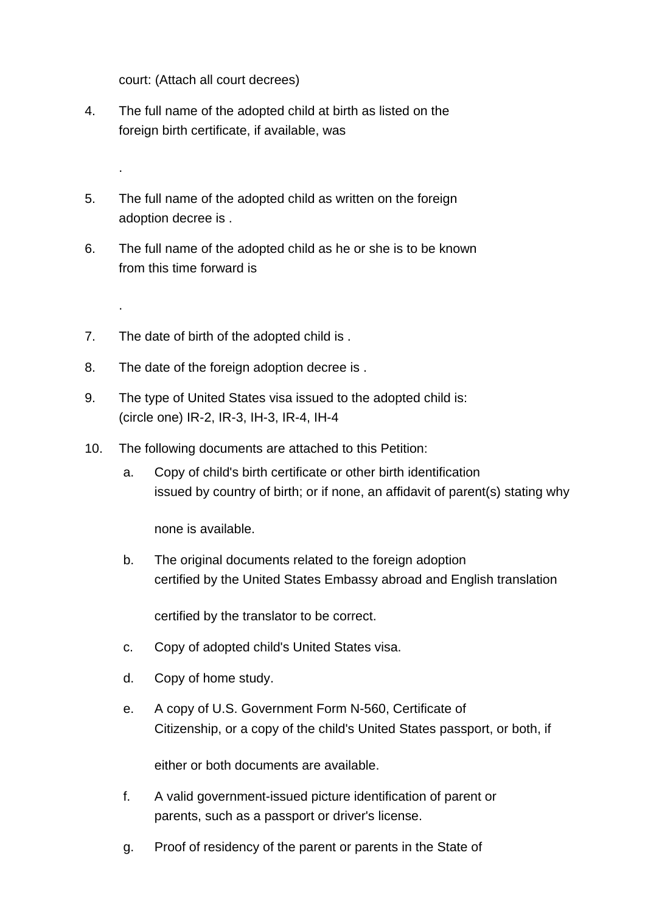court: (Attach all court decrees)

4. The full name of the adopted child at birth as listed on the foreign birth certificate, if available, was

   .

5. The full name of the adopted child as written on the foreign adoption decree is .

6. The full name of the adopted child as he or she is to be known from this time forward is

   .

7. The date of birth of the adopted child is .

8. The date of the foreign adoption decree is .

9. The type of United States visa issued to the adopted child is: (circle one) IR-2, IR-3, IH-3, IR-4, IH-4

10. The following documents are attached to this Petition:

    a. Copy of child's birth certificate or other birth identification issued by country of birth; or if none, an affidavit of parent(s) stating why

       none is available.

    b. The original documents related to the foreign adoption certified by the United States Embassy abroad and English translation

       certified by the translator to be correct.

    c. Copy of adopted child's United States visa.

    d. Copy of home study.

    e. A copy of U.S. Government Form N-560, Certificate of Citizenship, or a copy of the child's United States passport, or both, if

       either or both documents are available.

    f. A valid government-issued picture identification of parent or parents, such as a passport or driver's license.

    g. Proof of residency of the parent or parents in the State of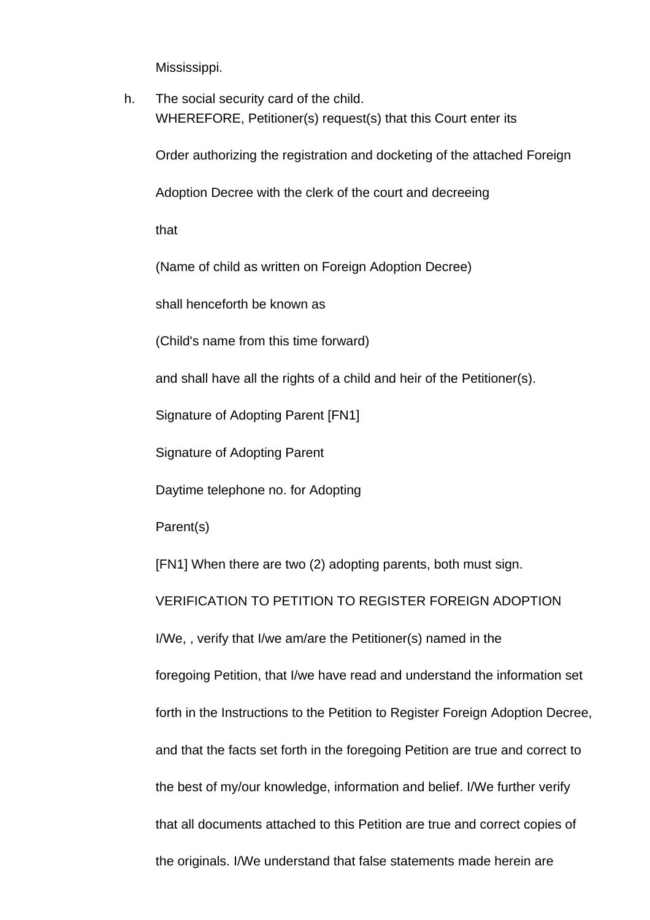Mississippi.

h. The social security card of the child.

WHEREFORE, Petitioner(s) request(s) that this Court enter its Order authorizing the registration and docketing of the attached Foreign Adoption Decree with the clerk of the court and decreeing

that

(Name of child as written on Foreign Adoption Decree)

shall henceforth be known as

(Child's name from this time forward)

and shall have all the rights of a child and heir of the Petitioner(s).

Signature of Adopting Parent [FN1]

Signature of Adopting Parent

Daytime telephone no. for Adopting

Parent(s)

[FN1] When there are two (2) adopting parents, both must sign.

VERIFICATION TO PETITION TO REGISTER FOREIGN ADOPTION

I/We, , verify that I/we am/are the Petitioner(s) named in the foregoing Petition, that I/we have read and understand the information set forth in the Instructions to the Petition to Register Foreign Adoption Decree, and that the facts set forth in the foregoing Petition are true and correct to the best of my/our knowledge, information and belief. I/We further verify that all documents attached to this Petition are true and correct copies of the originals. I/We understand that false statements made herein are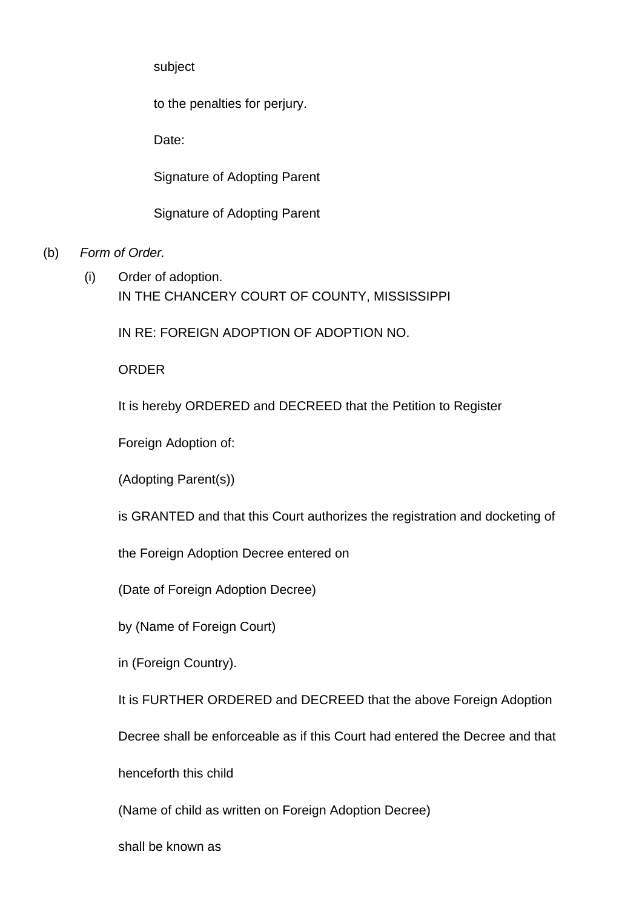subject

to the penalties for perjury.

Date:

Signature of Adopting Parent

Signature of Adopting Parent

(b) *Form of Order.*

(i) Order of adoption.

IN THE CHANCERY COURT OF COUNTY, MISSISSIPPI

IN RE: FOREIGN ADOPTION OF ADOPTION NO.

ORDER

It is hereby ORDERED and DECREED that the Petition to Register

Foreign Adoption of:

(Adopting Parent(s))

is GRANTED and that this Court authorizes the registration and docketing of

the Foreign Adoption Decree entered on

(Date of Foreign Adoption Decree)

by (Name of Foreign Court)

in (Foreign Country).

It is FURTHER ORDERED and DECREED that the above Foreign Adoption

Decree shall be enforceable as if this Court had entered the Decree and that

henceforth this child

(Name of child as written on Foreign Adoption Decree)

shall be known as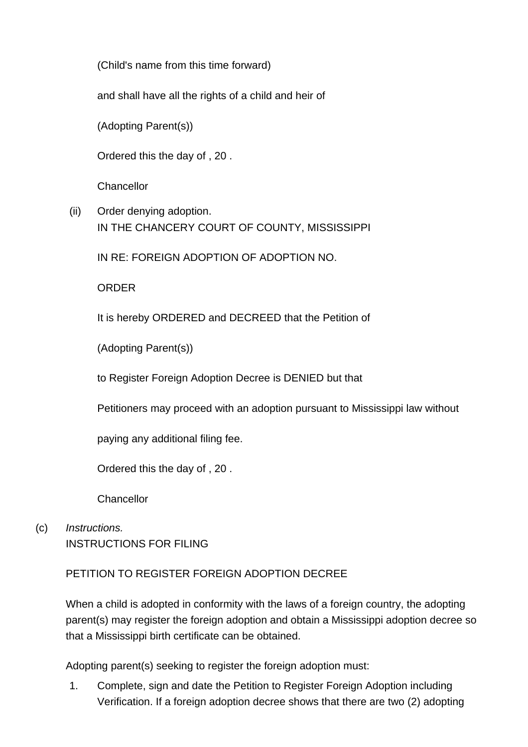(Child's name from this time forward)

and shall have all the rights of a child and heir of

(Adopting Parent(s))

Ordered this the day of , 20 .

Chancellor

(ii) Order denying adoption.
IN THE CHANCERY COURT OF COUNTY, MISSISSIPPI

IN RE: FOREIGN ADOPTION OF ADOPTION NO.

ORDER

It is hereby ORDERED and DECREED that the Petition of

(Adopting Parent(s))

to Register Foreign Adoption Decree is DENIED but that

Petitioners may proceed with an adoption pursuant to Mississippi law without

paying any additional filing fee.

Ordered this the day of , 20 .

Chancellor

(c) *Instructions.*
INSTRUCTIONS FOR FILING

PETITION TO REGISTER FOREIGN ADOPTION DECREE

When a child is adopted in conformity with the laws of a foreign country, the adopting parent(s) may register the foreign adoption and obtain a Mississippi adoption decree so that a Mississippi birth certificate can be obtained.

Adopting parent(s) seeking to register the foreign adoption must:

1. Complete, sign and date the Petition to Register Foreign Adoption including Verification. If a foreign adoption decree shows that there are two (2) adopting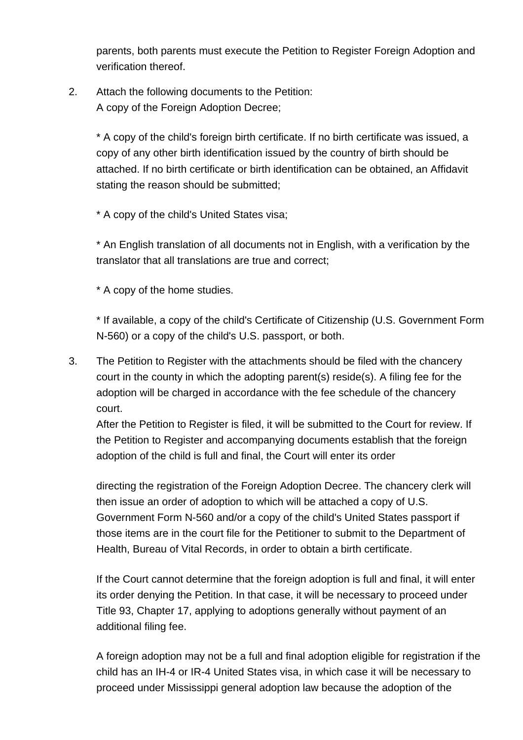parents, both parents must execute the Petition to Register Foreign Adoption and verification thereof.

2. Attach the following documents to the Petition:
   A copy of the Foreign Adoption Decree;

   * A copy of the child's foreign birth certificate. If no birth certificate was issued, a copy of any other birth identification issued by the country of birth should be attached. If no birth certificate or birth identification can be obtained, an Affidavit stating the reason should be submitted;

   * A copy of the child's United States visa;

   * An English translation of all documents not in English, with a verification by the translator that all translations are true and correct;

   * A copy of the home studies.

   * If available, a copy of the child's Certificate of Citizenship (U.S. Government Form N-560) or a copy of the child's U.S. passport, or both.

3. The Petition to Register with the attachments should be filed with the chancery court in the county in which the adopting parent(s) reside(s). A filing fee for the adoption will be charged in accordance with the fee schedule of the chancery court.
   After the Petition to Register is filed, it will be submitted to the Court for review. If the Petition to Register and accompanying documents establish that the foreign adoption of the child is full and final, the Court will enter its order directing the registration of the Foreign Adoption Decree. The chancery clerk will then issue an order of adoption to which will be attached a copy of U.S. Government Form N-560 and/or a copy of the child's United States passport if those items are in the court file for the Petitioner to submit to the Department of Health, Bureau of Vital Records, in order to obtain a birth certificate.

   If the Court cannot determine that the foreign adoption is full and final, it will enter its order denying the Petition. In that case, it will be necessary to proceed under Title 93, Chapter 17, applying to adoptions generally without payment of an additional filing fee.

   A foreign adoption may not be a full and final adoption eligible for registration if the child has an IH-4 or IR-4 United States visa, in which case it will be necessary to proceed under Mississippi general adoption law because the adoption of the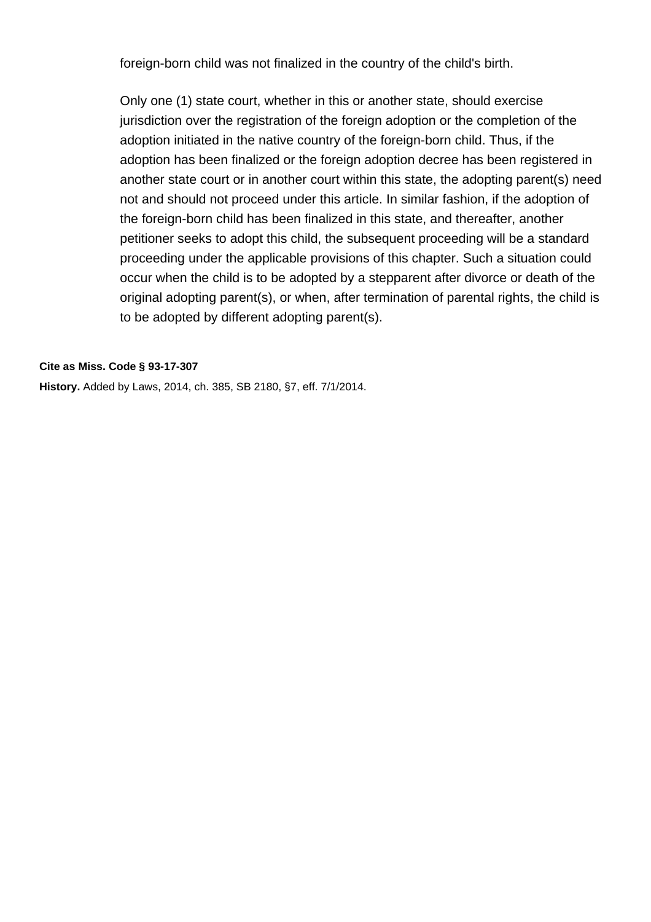foreign-born child was not finalized in the country of the child's birth.

Only one (1) state court, whether in this or another state, should exercise jurisdiction over the registration of the foreign adoption or the completion of the adoption initiated in the native country of the foreign-born child. Thus, if the adoption has been finalized or the foreign adoption decree has been registered in another state court or in another court within this state, the adopting parent(s) need not and should not proceed under this article. In similar fashion, if the adoption of the foreign-born child has been finalized in this state, and thereafter, another petitioner seeks to adopt this child, the subsequent proceeding will be a standard proceeding under the applicable provisions of this chapter. Such a situation could occur when the child is to be adopted by a stepparent after divorce or death of the original adopting parent(s), or when, after termination of parental rights, the child is to be adopted by different adopting parent(s).

**Cite as Miss. Code § 93-17-307**

**History.** Added by Laws, 2014, ch. 385, SB 2180, §7, eff. 7/1/2014.